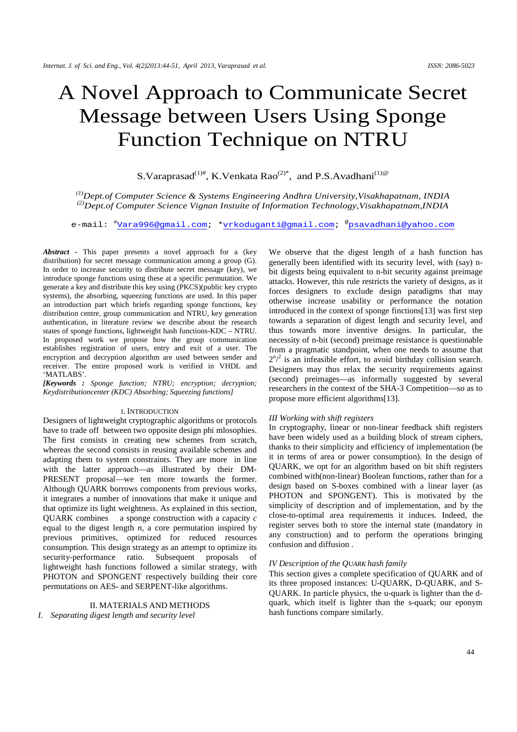# A Novel Approach to Communicate Secret Message between Users Using Sponge Function Technique on NTRU

S.Varaprasad[(1)#], K.Venkata Rao[(2)*], and P.S.Avadhani[(1)@]

[(1)]*Dept.of Computer Science & Systems Engineering Andhra University,Visakhapatnam, INDIA*
[(2)]*Dept.of Computer Science Vignan Instuite of Information Technology,Visakhapatnam,INDIA*

e-mail: #Vara996@gmail.com; *vrkoduganti@gmail.com; @psavadhani@yahoo.com

***Abstract*** - This paper presents a novel approach for a (key distribution) for secret message communication among a group (G). In order to increase security to distribute secret message (key), we introduce sponge functions using these at a specific permutation. We generate a key and distribute this key using (PKCS)(public key crypto systems), the absorbing, squeezing functions are used. In this paper an introduction part which briefs regarding sponge functions, key distribution centre, group communication and NTRU, key generation authentication, in literature review we describe about the research states of sponge functions, lightweight hash functions-KDC – NTRU. In proposed work we propose how the group communication establishes registration of users, entry and exit of a user. The encryption and decryption algorithm are used between sender and receiver. The entire proposed work is verified in VHDL and 'MATLABS'.

***[Keywords :*** *Sponge function; NTRU; encryption; decryption; Keydistributioncenter (KDC) Absorbing; Squeezing functions]*

## I. INTRODUCTION

Designers of lightweight cryptographic algorithms or protocols have to trade off between two opposite design phi mlosophies. The first consists in creating new schemes from scratch, whereas the second consists in reusing available schemes and adapting them to system constraints. They are more in line with the latter approach—as illustrated by their DM-PRESENT proposal—we ten more towards the former. Although QUARK borrows components from previous works, it integrates a number of innovations that make it unique and that optimize its light weightness. As explained in this section, QUARK combines a sponge construction with a capacity $c$ equal to the digest length $n$, a core permutation inspired by previous primitives, optimized for reduced resources consumption. This design strategy as an attempt to optimize its security-performance ratio. Subsequent proposals of lightweight hash functions followed a similar strategy, with PHOTON and SPONGENT respectively building their core permutations on AES- and SERPENT-like algorithms.

## II. MATERIALS AND METHODS

*I. Separating digest length and security level*

We observe that the digest length of a hash function has generally been identified with its security level, with (say) n-bit digests being equivalent to n-bit security against preimage attacks. However, this rule restricts the variety of designs, as it forces designers to exclude design paradigms that may otherwise increase usability or performance the notation introduced in the context of sponge finctions[13] was first step towards a separation of digest length and security level, and thus towards more inventive designs. In particular, the necessity of n-bit (second) preimage resistance is questionable from a pragmatic standpoint, when one needs to assume that $2^{n}/^{2}$ is an infeasible effort, to avoid birthday collision search. Designers may thus relax the security requirements against (second) preimages—as informally suggested by several researchers in the context of the SHA-3 Competition—so as to propose more efficient algorithms[13].

*III Working with shift registers*

In cryptography, linear or non-linear feedback shift registers have been widely used as a building block of stream ciphers, thanks to their simplicity and efficiency of implementation (be it in terms of area or power consumption). In the design of QUARK, we opt for an algorithm based on bit shift registers combined with(non-linear) Boolean functions, rather than for a design based on S-boxes combined with a linear layer (as PHOTON and SPONGENT). This is motivated by the simplicity of description and of implementation, and by the close-to-optimal area requirements it induces. Indeed, the register serves both to store the internal state (mandatory in any construction) and to perform the operations bringing confusion and diffusion .

*IV Description of the QUARK hash family*

This section gives a complete specification of QUARK and of its three proposed instances: U-QUARK, D-QUARK, and S-QUARK. In particle physics, the u-quark is lighter than the d-quark, which itself is lighter than the s-quark; our eponym hash functions compare similarly.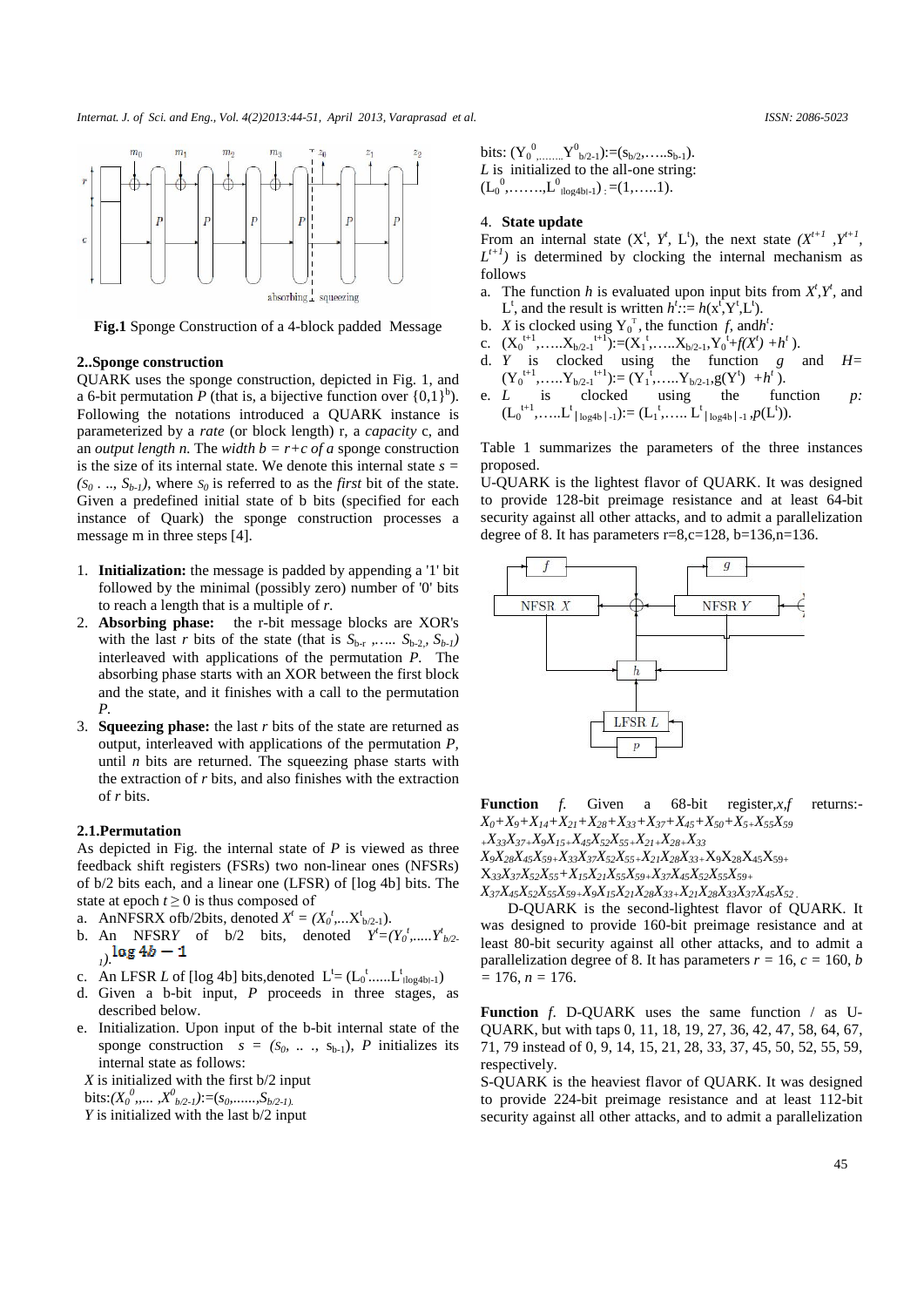**Fig.1** Sponge Construction of a 4-block padded Message

## 2..Sponge construction

QUARK uses the sponge construction, depicted in Fig. 1, and a 6-bit permutation *P* (that is, a bijective function over $\{0,1\}^b$). Following the notations introduced a QUARK instance is parameterized by a *rate* (or block length) r, a *capacity* c, and an *output length n.* The *width* $b = r+c$ *of a* sponge construction is the size of its internal state. We denote this internal state $s = (S_0 \ldots, S_{b-1})$, where $S_0$ is referred to as the *first* bit of the state. Given a predefined initial state of b bits (specified for each instance of Quark) the sponge construction processes a message m in three steps [4].

1. **Initialization:** the message is padded by appending a '1' bit followed by the minimal (possibly zero) number of '0' bits to reach a length that is a multiple of *r*.
2. **Absorbing phase:** the r-bit message blocks are XOR's with the last *r* bits of the state (that is $S_{b-r}, \ldots, S_{b-2}, S_{b-1}$) interleaved with applications of the permutation *P*. The absorbing phase starts with an XOR between the first block and the state, and it finishes with a call to the permutation *P*.
3. **Squeezing phase:** the last *r* bits of the state are returned as output, interleaved with applications of the permutation *P*, until *n* bits are returned. The squeezing phase starts with the extraction of *r* bits, and also finishes with the extraction of *r* bits.

### 2.1.Permutation

As depicted in Fig. the internal state of *P* is viewed as three feedback shift registers (FSRs) two non-linear ones (NFSRs) of b/2 bits each, and a linear one (LFSR) of [log 4b] bits. The state at epoch $t \geq 0$ is thus composed of

a. AnNFSRX ofb/2bits, denoted $X^t = (X_0^t, \ldots X^t_{b/2-1})$.
b. An NFSR*Y* of b/2 bits, denoted $Y^t = (Y_0^t, \ldots Y^t_{b/2-1})$. $\log 4b - 1$
c. An LFSR *L* of [log 4b] bits,denoted $L^t = (L_0^t \ldots L^t_{\lceil \log 4b \rceil - 1})$
d. Given a b-bit input, *P* proceeds in three stages, as described below.
e. Initialization. Upon input of the b-bit internal state of the sponge construction $s = (S_0, \ldots, s_{b-1})$, *P* initializes its internal state as follows:

*X* is initialized with the first b/2 input bits:$(X_0^0, \ldots, X^0_{b/2-1}) := (s_0, \ldots, S_{b/2-1})$.

*Y* is initialized with the last b/2 input bits: $(Y_0^0, \ldots Y^0_{b/2-1}) := (s_{b/2}, \ldots s_{b-1})$.

*L* is initialized to the all-one string: $(L_0^0, \ldots, L^0_{\lceil \log 4b \rceil - 1}) := (1, \ldots 1)$.

### 4. State update

From an internal state $(X^t, Y^t, L^t)$, the next state $(X^{t+1}, Y^{t+1}, L^{t+1})$ is determined by clocking the internal mechanism as follows

a. The function *h* is evaluated upon input bits from $X^t, Y^t$, and $L^t$, and the result is written $h^t := h(x^t, Y^t, L^t)$.
b. *X* is clocked using $Y_0^T$, the function *f*, and$h^t$:
c. $(X_0^{t+1}, \ldots X_{b/2-1}^{t+1}) := (X_1^t, \ldots X_{b/2-1}, Y_0^t + f(X^t) + h^t)$.
d. *Y* is clocked using the function *g* and $H = (Y_0^{t+1}, \ldots Y_{b/2-1}^{t+1}) := (Y_1^t, \ldots Y_{b/2-1}, g(Y^t) + h^t)$.
e. *L* is clocked using the function *p:* $(L_0^{t+1}, \ldots L^t_{\lceil \log 4b \rceil - 1}) := (L_1^t, \ldots L^t_{\lceil \log 4b \rceil - 1}, p(L^t))$.

Table 1 summarizes the parameters of the three instances proposed.

U-QUARK is the lightest flavor of QUARK. It was designed to provide 128-bit preimage resistance and at least 64-bit security against all other attacks, and to admit a parallelization degree of 8. It has parameters r=8,c=128, b=136,n=136.

**Function** *f.* Given a 68-bit register,*x,f* returns:-

$$X_0+X_9+X_{14}+X_{21}+X_{28}+X_{33}+X_{37}+X_{45}+X_{50}+X_5+X_{55}X_{59}+X_{33}X_{37}+X_9X_{15}+X_{45}X_{52}X_{55}+X_{21}+X_{28}+X_{33}X_9X_{28}X_{45}X_{59}+X_{33}X_{37}X_{52}X_{55}+X_{21}X_{28}X_{33}+X_9X_{28}X_{45}X_{59}+X_{33}X_{37}X_{52}X_{55}+X_{15}X_{21}X_{55}X_{59}+X_{37}X_{45}X_{52}X_{55}X_{59}+X_{37}X_{45}X_{52}X_{55}X_{59}+X_9X_{15}X_{21}X_{28}X_{33}+X_{21}X_{28}X_{33}X_{37}X_{45}X_{52}.$$

D-QUARK is the second-lightest flavor of QUARK. It was designed to provide 160-bit preimage resistance and at least 80-bit security against all other attacks, and to admit a parallelization degree of 8. It has parameters $r = 16$, $c = 160$, $b = 176$, $n = 176$.

**Function** *f.* D-QUARK uses the same function / as U-QUARK, but with taps 0, 11, 18, 19, 27, 36, 42, 47, 58, 64, 67, 71, 79 instead of 0, 9, 14, 15, 21, 28, 33, 37, 45, 50, 52, 55, 59, respectively.

S-QUARK is the heaviest flavor of QUARK. It was designed to provide 224-bit preimage resistance and at least 112-bit security against all other attacks, and to admit a parallelization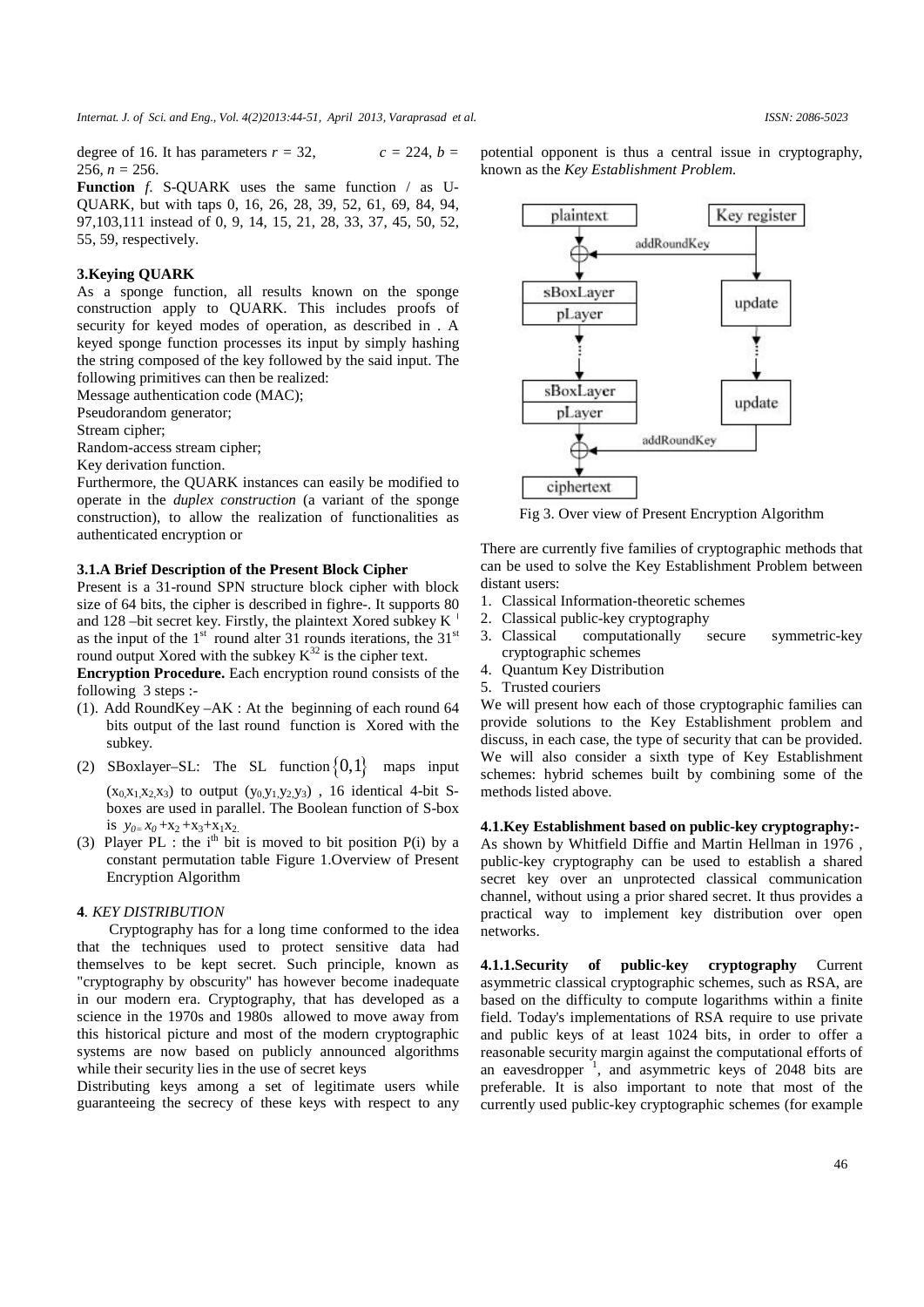degree of 16. It has parameters $r = 32$, $c = 224$, $b = 256$, $n = 256$.

**Function** *f*. S-QUARK uses the same function / as U-QUARK, but with taps 0, 16, 26, 28, 39, 52, 61, 69, 84, 94, 97,103,111 instead of 0, 9, 14, 15, 21, 28, 33, 37, 45, 50, 52, 55, 59, respectively.

## 3.Keying QUARK

As a sponge function, all results known on the sponge construction apply to QUARK. This includes proofs of security for keyed modes of operation, as described in . A keyed sponge function processes its input by simply hashing the string composed of the key followed by the said input. The following primitives can then be realized:

Message authentication code (MAC);

Pseudorandom generator;

Stream cipher;

Random-access stream cipher;

Key derivation function.

Furthermore, the QUARK instances can easily be modified to operate in the *duplex construction* (a variant of the sponge construction), to allow the realization of functionalities as authenticated encryption or

### 3.1.A Brief Description of the Present Block Cipher

Present is a 31-round SPN structure block cipher with block size of 64 bits, the cipher is described in fighre-. It supports 80 and 128 –bit secret key. Firstly, the plaintext Xored subkey $K^{I}$ as the input of the 1st round alter 31 rounds iterations, the 31st round output Xored with the subkey $K^{32}$ is the cipher text.

**Encryption Procedure.** Each encryption round consists of the following 3 steps :-

(1). Add RoundKey –AK : At the beginning of each round 64 bits output of the last round function is Xored with the subkey.

(2) SBoxlayer–SL: The SL function $\{0,1\}$ maps input $(x_0,x_1,x_2,x_3)$ to output $(y_0,y_1,y_2,y_3)$ , 16 identical 4-bit S-boxes are used in parallel. The Boolean function of S-box is $y_0 = x_0 + x_2 + x_3 + x_1x_2$.

(3) Player PL : the ith bit is moved to bit position P(i) by a constant permutation table Figure 1.Overview of Present Encryption Algorithm

## 4. *KEY DISTRIBUTION*

Cryptography has for a long time conformed to the idea that the techniques used to protect sensitive data had themselves to be kept secret. Such principle, known as "cryptography by obscurity" has however become inadequate in our modern era. Cryptography, that has developed as a science in the 1970s and 1980s allowed to move away from this historical picture and most of the modern cryptographic systems are now based on publicly announced algorithms while their security lies in the use of secret keys

Distributing keys among a set of legitimate users while guaranteeing the secrecy of these keys with respect to any potential opponent is thus a central issue in cryptography, known as the *Key Establishment Problem.*

Fig 3. Over view of Present Encryption Algorithm

There are currently five families of cryptographic methods that can be used to solve the Key Establishment Problem between distant users:

1. Classical Information-theoretic schemes
2. Classical public-key cryptography
3. Classical computationally secure symmetric-key cryptographic schemes
4. Quantum Key Distribution
5. Trusted couriers

We will present how each of those cryptographic families can provide solutions to the Key Establishment problem and discuss, in each case, the type of security that can be provided. We will also consider a sixth type of Key Establishment schemes: hybrid schemes built by combining some of the methods listed above.

### 4.1.Key Establishment based on public-key cryptography:-

As shown by Whitfield Diffie and Martin Hellman in 1976 , public-key cryptography can be used to establish a shared secret key over an unprotected classical communication channel, without using a prior shared secret. It thus provides a practical way to implement key distribution over open networks.

**4.1.1.Security of public-key cryptography** Current asymmetric classical cryptographic schemes, such as RSA, are based on the difficulty to compute logarithms within a finite field. Today's implementations of RSA require to use private and public keys of at least 1024 bits, in order to offer a reasonable security margin against the computational efforts of an eavesdropper [1], and asymmetric keys of 2048 bits are preferable. It is also important to note that most of the currently used public-key cryptographic schemes (for example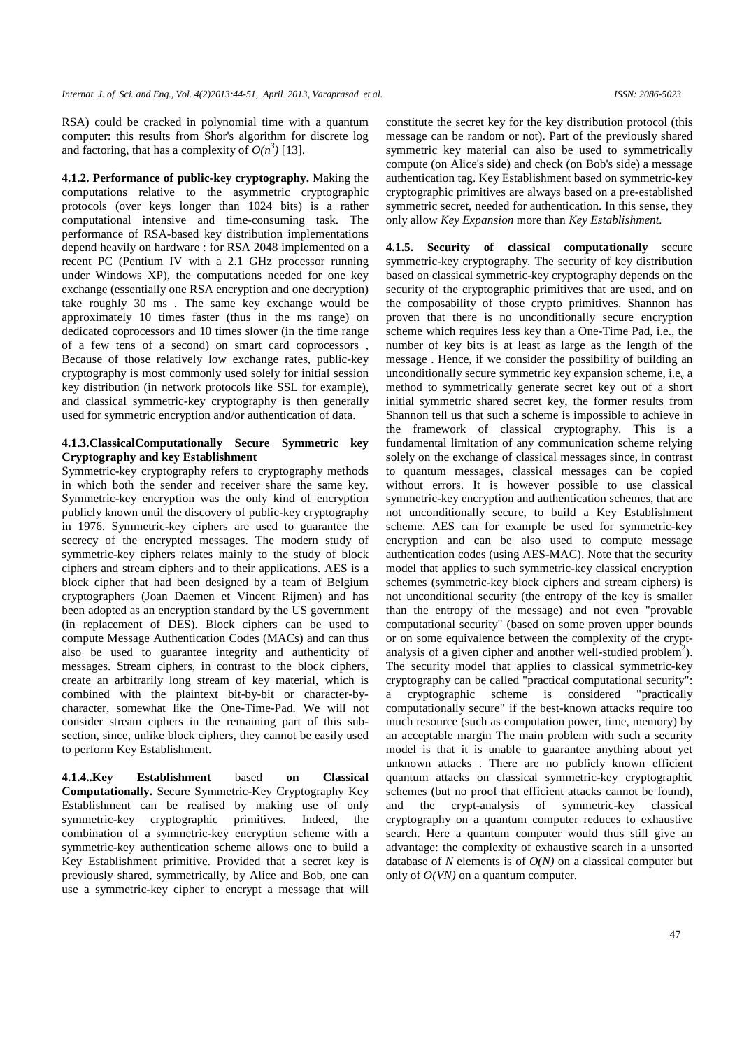RSA) could be cracked in polynomial time with a quantum computer: this results from Shor's algorithm for discrete log and factoring, that has a complexity of $O(n^3)$ [13].

**4.1.2. Performance of public-key cryptography.** Making the computations relative to the asymmetric cryptographic protocols (over keys longer than 1024 bits) is a rather computational intensive and time-consuming task. The performance of RSA-based key distribution implementations depend heavily on hardware : for RSA 2048 implemented on a recent PC (Pentium IV with a 2.1 GHz processor running under Windows XP), the computations needed for one key exchange (essentially one RSA encryption and one decryption) take roughly 30 ms . The same key exchange would be approximately 10 times faster (thus in the ms range) on dedicated coprocessors and 10 times slower (in the time range of a few tens of a second) on smart card coprocessors , Because of those relatively low exchange rates, public-key cryptography is most commonly used solely for initial session key distribution (in network protocols like SSL for example), and classical symmetric-key cryptography is then generally used for symmetric encryption and/or authentication of data.

#### 4.1.3.ClassicalComputationally Secure Symmetric key Cryptography and key Establishment

Symmetric-key cryptography refers to cryptography methods in which both the sender and receiver share the same key. Symmetric-key encryption was the only kind of encryption publicly known until the discovery of public-key cryptography in 1976. Symmetric-key ciphers are used to guarantee the secrecy of the encrypted messages. The modern study of symmetric-key ciphers relates mainly to the study of block ciphers and stream ciphers and to their applications. AES is a block cipher that had been designed by a team of Belgium cryptographers (Joan Daemen et Vincent Rijmen) and has been adopted as an encryption standard by the US government (in replacement of DES). Block ciphers can be used to compute Message Authentication Codes (MACs) and can thus also be used to guarantee integrity and authenticity of messages. Stream ciphers, in contrast to the block ciphers, create an arbitrarily long stream of key material, which is combined with the plaintext bit-by-bit or character-by-character, somewhat like the One-Time-Pad. We will not consider stream ciphers in the remaining part of this sub-section, since, unlike block ciphers, they cannot be easily used to perform Key Establishment.

**4.1.4..Key Establishment** based **on Classical Computationally.** Secure Symmetric-Key Cryptography Key Establishment can be realised by making use of only symmetric-key cryptographic primitives. Indeed, the combination of a symmetric-key encryption scheme with a symmetric-key authentication scheme allows one to build a Key Establishment primitive. Provided that a secret key is previously shared, symmetrically, by Alice and Bob, one can use a symmetric-key cipher to encrypt a message that will constitute the secret key for the key distribution protocol (this message can be random or not). Part of the previously shared symmetric key material can also be used to symmetrically compute (on Alice's side) and check (on Bob's side) a message authentication tag. Key Establishment based on symmetric-key cryptographic primitives are always based on a pre-established symmetric secret, needed for authentication. In this sense, they only allow *Key Expansion* more than *Key Establishment.*

**4.1.5. Security of classical computationally** secure symmetric-key cryptography. The security of key distribution based on classical symmetric-key cryptography depends on the security of the cryptographic primitives that are used, and on the composability of those crypto primitives. Shannon has proven that there is no unconditionally secure encryption scheme which requires less key than a One-Time Pad, i.e., the number of key bits is at least as large as the length of the message . Hence, if we consider the possibility of building an unconditionally secure symmetric key expansion scheme, i.e, a method to symmetrically generate secret key out of a short initial symmetric shared secret key, the former results from Shannon tell us that such a scheme is impossible to achieve in the framework of classical cryptography. This is a fundamental limitation of any communication scheme relying solely on the exchange of classical messages since, in contrast to quantum messages, classical messages can be copied without errors. It is however possible to use classical symmetric-key encryption and authentication schemes, that are not unconditionally secure, to build a Key Establishment scheme. AES can for example be used for symmetric-key encryption and can be also used to compute message authentication codes (using AES-MAC). Note that the security model that applies to such symmetric-key classical encryption schemes (symmetric-key block ciphers and stream ciphers) is not unconditional security (the entropy of the key is smaller than the entropy of the message) and not even "provable computational security" (based on some proven upper bounds or on some equivalence between the complexity of the crypt-analysis of a given cipher and another well-studied problem[2]). The security model that applies to classical symmetric-key cryptography can be called "practical computational security": a cryptographic scheme is considered "practically computationally secure" if the best-known attacks require too much resource (such as computation power, time, memory) by an acceptable margin The main problem with such a security model is that it is unable to guarantee anything about yet unknown attacks . There are no publicly known efficient quantum attacks on classical symmetric-key cryptographic schemes (but no proof that efficient attacks cannot be found), and the crypt-analysis of symmetric-key classical cryptography on a quantum computer reduces to exhaustive search. Here a quantum computer would thus still give an advantage: the complexity of exhaustive search in a unsorted database of $N$ elements is of $O(N)$ on a classical computer but only of $O(\sqrt{N})$ on a quantum computer.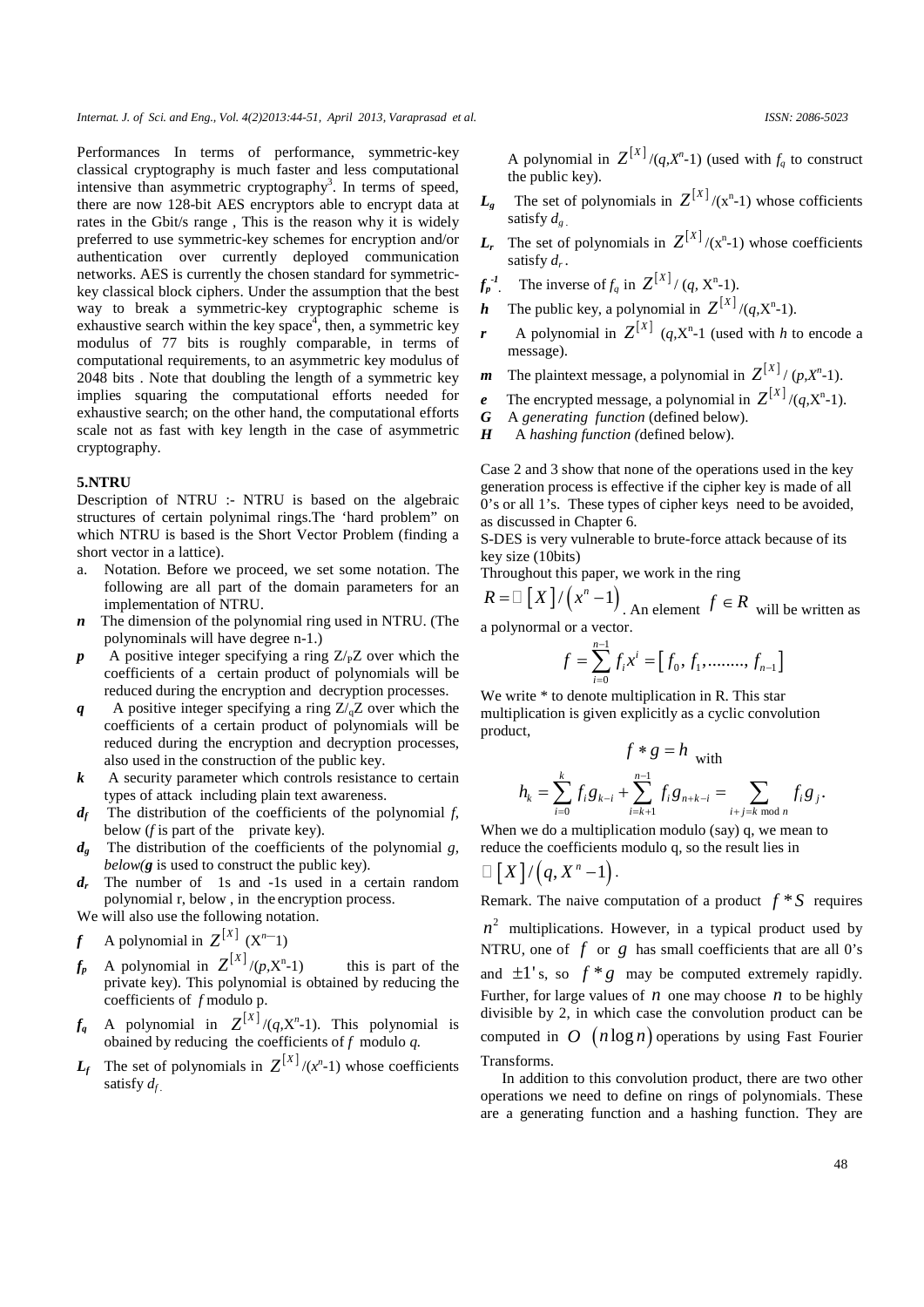Performances In terms of performance, symmetric-key classical cryptography is much faster and less computational intensive than asymmetric cryptography[3]. In terms of speed, there are now 128-bit AES encryptors able to encrypt data at rates in the Gbit/s range , This is the reason why it is widely preferred to use symmetric-key schemes for encryption and/or authentication over currently deployed communication networks. AES is currently the chosen standard for symmetric-key classical block ciphers. Under the assumption that the best way to break a symmetric-key cryptographic scheme is exhaustive search within the key space[4], then, a symmetric key modulus of 77 bits is roughly comparable, in terms of computational requirements, to an asymmetric key modulus of 2048 bits . Note that doubling the length of a symmetric key implies squaring the computational efforts needed for exhaustive search; on the other hand, the computational efforts scale not as fast with key length in the case of asymmetric cryptography.

## 5.NTRU

Description of NTRU :- NTRU is based on the algebraic structures of certain polynimal rings.The 'hard problem" on which NTRU is based is the Short Vector Problem (finding a short vector in a lattice).

a. Notation. Before we proceed, we set some notation. The following are all part of the domain parameters for an implementation of NTRU.

- ***n*** The dimension of the polynomial ring used in NTRU. (The polynominals will have degree n-1.)
- ***p*** A positive integer specifying a ring $Z/_P Z$ over which the coefficients of a certain product of polynomials will be reduced during the encryption and decryption processes.
- ***q*** A positive integer specifying a ring $Z/_q Z$ over which the coefficients of a certain product of polynomials will be reduced during the encryption and decryption processes, also used in the construction of the public key.
- ***k*** A security parameter which controls resistance to certain types of attack including plain text awareness.
- ***$d_f$*** The distribution of the coefficients of the polynomial *f*, below (*f* is part of the private key).
- ***$d_g$*** The distribution of the coefficients of the polynomial *g, below(**g** is used to construct the public key).*
- ***$d_r$*** The number of 1s and -1s used in a certain random polynomial r, below , in the encryption process.

We will also use the following notation.

- ***f*** A polynomial in $Z^{[X]}$ $(X^n-1)$
- ***$f_p$*** A polynomial in $Z^{[X]}/(p,X^n-1)$ this is part of the private key). This polynomial is obtained by reducing the coefficients of *f* modulo p.
- ***$f_q$*** A polynomial in $Z^{[X]}/(q,X^n-1)$. This polynomial is obained by reducing the coefficients of *f* modulo *q.*
- ***$L_f$*** The set of polynomials in $Z^{[X]}/(x^n-1)$ whose coefficients satisfy $d_f$.
- A polynomial in $Z^{[X]}/(q,X^n-1)$ (used with $f_q$ to construct the public key).
- ***$L_g$*** The set of polynomials in $Z^{[X]}/(x^n-1)$ whose cofficients satisfy $d_g$.
- ***$L_r$*** The set of polynomials in $Z^{[X]}/(x^n-1)$ whose coefficients satisfy $d_r$.
- ***$f_p^{-1}$*** The inverse of $f_q$ in $Z^{[X]}/(q, X^n-1)$.
- ***h*** The public key, a polynomial in $Z^{[X]}/(q,X^n-1)$.
- ***r*** A polynomial in $Z^{[X]}$ $(q,X^n-1$ (used with *h* to encode a message).
- ***m*** The plaintext message, a polynomial in $Z^{[X]}/(p,X^n-1)$.
- ***e*** The encrypted message, a polynomial in $Z^{[X]}/(q,X^n-1)$.
- ***G*** A *generating function* (defined below).
- ***H*** A *hashing function (*defined below).

Case 2 and 3 show that none of the operations used in the key generation process is effective if the cipher key is made of all 0's or all 1's. These types of cipher keys need to be avoided, as discussed in Chapter 6.

S-DES is very vulnerable to brute-force attack because of its key size (10bits)

Throughout this paper, we work in the ring $R = \mathbb{Z}[X]/(x^n - 1)$. An element $f \in R$ will be written as a polynormal or a vector.

$$f = \sum_{i=0}^{n-1} f_i x^i = [f_0, f_1, \ldots\ldots, f_{n-1}]$$

We write * to denote multiplication in R. This star multiplication is given explicitly as a cyclic convolution product,

$$f * g = h \text{ with}$$

$$h_k = \sum_{i=0}^{k} f_i g_{k-i} + \sum_{i=k+1}^{n-1} f_i g_{n+k-i} = \sum_{i+j=k \bmod n} f_i g_j .$$

When we do a multiplication modulo (say) q, we mean to reduce the coefficients modulo q, so the result lies in $\mathbb{Z}[X]/(q, X^n - 1)$.

Remark. The naive computation of a product $f * S$ requires $n^2$ multiplications. However, in a typical product used by NTRU, one of $f$ or $g$ has small coefficients that are all 0's and $\pm 1$'s, so $f * g$ may be computed extremely rapidly. Further, for large values of $n$ one may choose $n$ to be highly divisible by 2, in which case the convolution product can be computed in $O(n \log n)$ operations by using Fast Fourier Transforms.

In addition to this convolution product, there are two other operations we need to define on rings of polynomials. These are a generating function and a hashing function. They are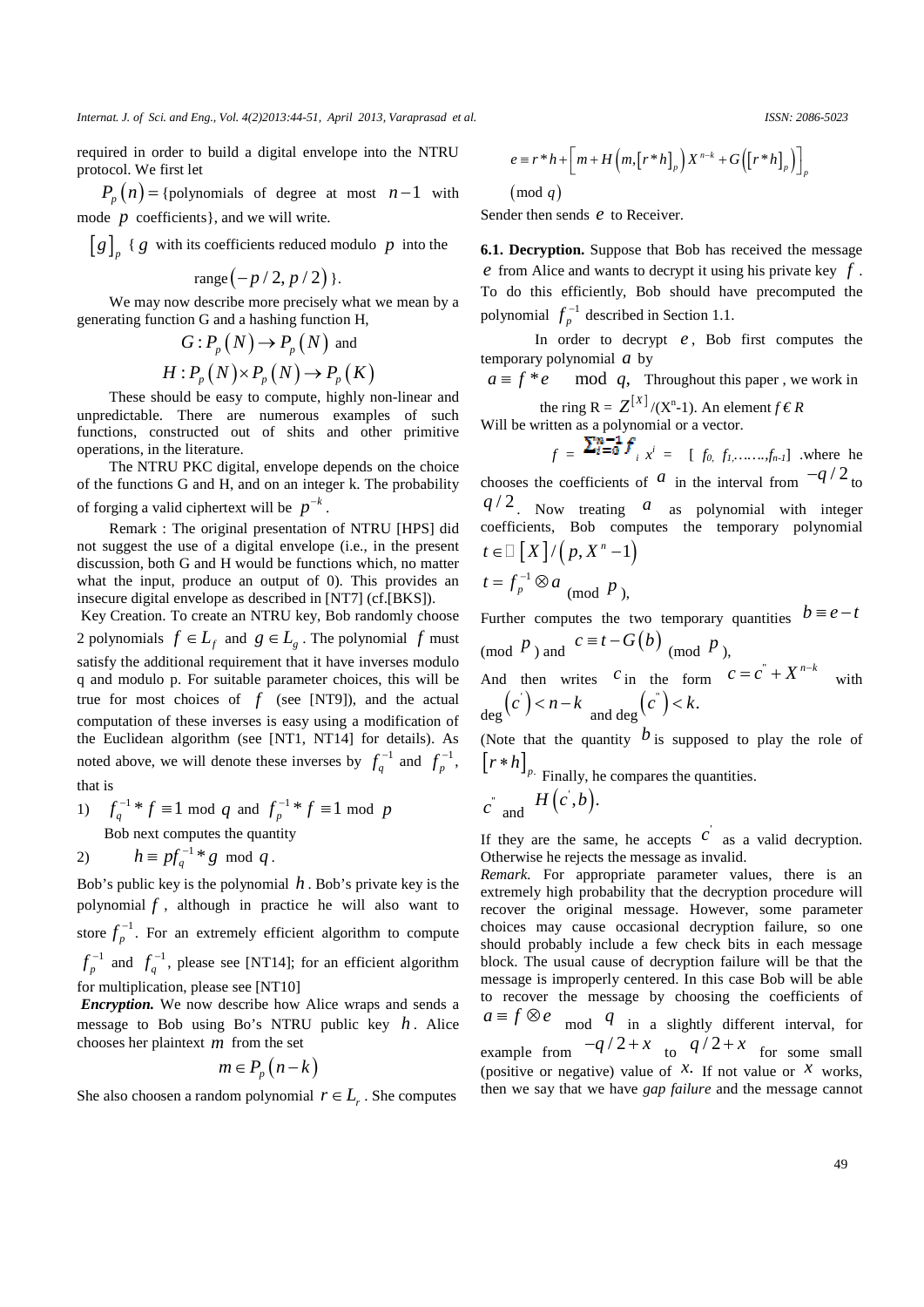required in order to build a digital envelope into the NTRU protocol. We first let

$P_p(n)$ = {polynomials of degree at most $n-1$ with mode $p$ coefficients}, and we will write.

$[g]_p$ { $g$ with its coefficients reduced modulo $p$ into the range $(-p/2, p/2)$ }.

We may now describe more precisely what we mean by a generating function G and a hashing function H,

$$G : P_p(N) \rightarrow P_p(N) \text{ and}$$

$$H : P_p(N) \times P_p(N) \rightarrow P_p(K)$$

These should be easy to compute, highly non-linear and unpredictable. There are numerous examples of such functions, constructed out of shits and other primitive operations, in the literature.

The NTRU PKC digital, envelope depends on the choice of the functions G and H, and on an integer k. The probability of forging a valid ciphertext will be $p^{-k}$.

Remark : The original presentation of NTRU [HPS] did not suggest the use of a digital envelope (i.e., in the present discussion, both G and H would be functions which, no matter what the input, produce an output of 0). This provides an insecure digital envelope as described in [NT7] (cf.[BKS]).

Key Creation. To create an NTRU key, Bob randomly choose 2 polynomials $f \in L_f$ and $g \in L_g$. The polynomial $f$ must satisfy the additional requirement that it have inverses modulo q and modulo p. For suitable parameter choices, this will be true for most choices of $f$ (see [NT9]), and the actual computation of these inverses is easy using a modification of the Euclidean algorithm (see [NT1, NT14] for details). As noted above, we will denote these inverses by $f_q^{-1}$ and $f_p^{-1}$, that is

1) $f_q^{-1} * f \equiv 1 \bmod q$ and $f_p^{-1} * f \equiv 1 \bmod p$

Bob next computes the quantity

2) $h \equiv p f_q^{-1} * g \bmod q$.

Bob's public key is the polynomial $h$. Bob's private key is the polynomial $f$, although in practice he will also want to store $f_p^{-1}$. For an extremely efficient algorithm to compute $f_p^{-1}$ and $f_q^{-1}$, please see [NT14]; for an efficient algorithm for multiplication, please see [NT10]

***Encryption.*** We now describe how Alice wraps and sends a message to Bob using Bo's NTRU public key $h$. Alice chooses her plaintext $m$ from the set

$$m \in P_p(n-k)$$

She also choosen a random polynomial $r \in L_r$. She computes

$$e \equiv r*h + \left[ m + H\left(m, [r*h]_p\right) X^{n-k} + G\left([r*h]_p\right) \right]_p$$

$(\bmod\ q)$

Sender then sends $e$ to Receiver.

**6.1. Decryption.** Suppose that Bob has received the message $e$ from Alice and wants to decrypt it using his private key $f$. To do this efficiently, Bob should have precomputed the polynomial $f_p^{-1}$ described in Section 1.1.

In order to decrypt $e$, Bob first computes the temporary polynomial $a$ by

$a \equiv f*e \mod q$, Throughout this paper , we work in the ring R = $Z^{[X]}/(X^n-1)$. An element $f \in R$ Will be written as a polynomial or a vector.

$f = \sum_{i=0}^{n-1} f_i x^i = [f_0, f_1, \ldots, f_{n-1}]$ .where he chooses the coefficients of $a$ in the interval from $-q/2$ to $q/2$. Now treating $a$ as polynomial with integer coefficients, Bob computes the temporary polynomial $t \in \mathbb{Z}[X]/(p, X^n-1)$

$t = f_p^{-1} \otimes a$ (mod $p$),

Further computes the two temporary quantities $b \equiv e - t$ (mod $p$) and $c \equiv t - G(b)$ (mod $p$),

And then writes $c$ in the form $c = c'' + X^{n-k}$ with $\deg(c') < n-k$ and $\deg(c'') < k$.

(Note that the quantity $b$ is supposed to play the role of $[r*h]_p$. Finally, he compares the quantities.

$c''$ and $H(c', b)$.

If they are the same, he accepts $c'$ as a valid decryption. Otherwise he rejects the message as invalid.

*Remark.* For appropriate parameter values, there is an extremely high probability that the decryption procedure will recover the original message. However, some parameter choices may cause occasional decryption failure, so one should probably include a few check bits in each message block. The usual cause of decryption failure will be that the message is improperly centered. In this case Bob will be able to recover the message by choosing the coefficients of $a \equiv f \otimes e$ mod $q$ in a slightly different interval, for example from $-q/2 + x$ to $q/2 + x$ for some small (positive or negative) value of $x$. If not value or $x$ works, then we say that we have *gap failure* and the message cannot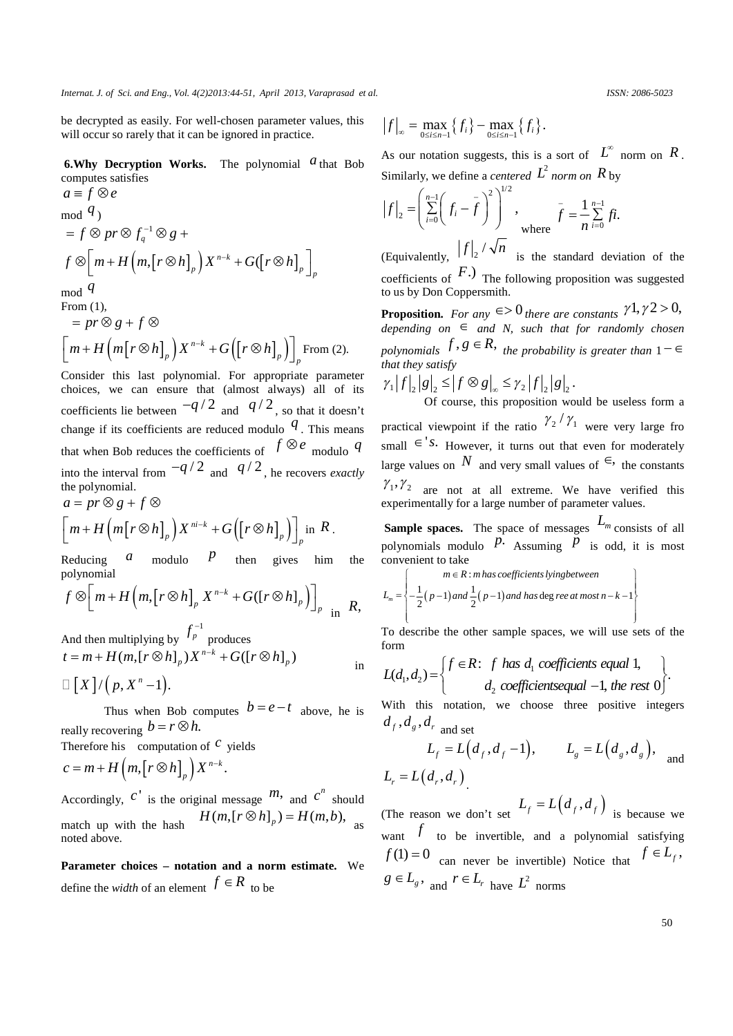be decrypted as easily. For well-chosen parameter values, this will occur so rarely that it can be ignored in practice.

**6.Why Decryption Works.** The polynomial $a$ that Bob computes satisfies

$a \equiv f \otimes e$

mod $q$)

$$= f \otimes pr \otimes f_q^{-1} \otimes g + f \otimes \left[ m + H\left(m, [r \otimes h]_p\right) X^{n-k} + G([r \otimes h]_p \right]_p$$

mod $q$

From (1),

$$= pr \otimes g + f \otimes \left[ m + H\left(m[r \otimes h]_p\right) X^{n-k} + G\left([r \otimes h]_p\right)\right]_p$$ From (2).

Consider this last polynomial. For appropriate parameter choices, we can ensure that (almost always) all of its coefficients lie between $-q/2$ and $q/2$, so that it doesn't change if its coefficients are reduced modulo $q$. This means that when Bob reduces the coefficients of $f \otimes e$ modulo $q$ into the interval from $-q/2$ and $q/2$, he recovers *exactly* the polynomial.

$$a = pr \otimes g + f \otimes \left[ m + H\left(m[r \otimes h]_p\right) X^{ni-k} + G\left([r \otimes h]_p\right)\right]_p$$ in $R$.

Reducing $a$ modulo $p$ then gives him the polynomial

$$f \otimes \left[ m + H\left(m, [r \otimes h]_p X^{n-k} + G([r \otimes h]_p\right)\right]_p$$ in $R$,

And then multiplying by $f_p^{-1}$ produces

$$t = m + H(m, [r \otimes h]_p) X^{n-k} + G([r \otimes h]_p)$$ in $\mathbb{Z}\left[X\right]/\left(p, X^n - 1\right)$.

Thus when Bob computes $b = e - t$ above, he is really recovering $b = r \otimes h.$

Therefore his computation of $c$ yields

$$c = m + H\left(m, [r \otimes h]_p\right) X^{n-k}.$$

Accordingly, $c'$ is the original message $m,$ and $c^n$ should match up with the hash $H(m, [r \otimes h]_p) = H(m, b),$ as noted above.

**Parameter choices – notation and a norm estimate.** We define the *width* of an element $f \in R$ to be

$$|f|_\infty = \max_{0 \le i \le n-1} \{f_i\} - \max_{0 \le i \le n-1} \{f_i\}.$$

As our notation suggests, this is a sort of $L^\infty$ norm on $R$. Similarly, we define a *centered* $L^2$ *norm on* $R$ by

$$|f|_2 = \left( \sum_{i=0}^{n-1} \left( f_i - \bar{f} \right)^2 \right)^{1/2}, \quad \text{where} \quad \bar{f} = \frac{1}{n} \sum_{i=0}^{n-1} fi.$$

(Equivalently, $|f|_2 / \sqrt{n}$ is the standard deviation of the coefficients of $F$.) The following proposition was suggested to us by Don Coppersmith.

**Proposition.** *For any* $\in > 0$ *there are constants* $\gamma 1, \gamma 2 > 0,$ *depending on* $\in$ *and N, such that for randomly chosen polynomials* $f, g \in R,$ *the probability is greater than* $1 - \in$ *that they satisfy*

$$\gamma_1 |f|_2 |g|_2 \le |f \otimes g|_\infty \le \gamma_2 |f|_2 |g|_2 .$$

Of course, this proposition would be useless form a practical viewpoint if the ratio $\gamma_2 / \gamma_1$ were very large fro small $\in$'s. However, it turns out that even for moderately large values on $N$ and very small values of $\in,$ the constants $\gamma_1, \gamma_2$ are not at all extreme. We have verified this experimentally for a large number of parameter values.

**Sample spaces.** The space of messages $L_m$ consists of all polynomials modulo $p.$ Assuming $p$ is odd, it is most convenient to take

$$L_m = \left\{ \begin{matrix} m \in R : m \; has \; coefficients \; lying between \\ -\frac{1}{2}(p-1) \; and \; \frac{1}{2}(p-1) \; and \; has \deg ree \; at \; most \; n-k-1 \end{matrix} \right\}$$

To describe the other sample spaces, we will use sets of the form

$$L(d_1, d_2) = \left\{ \begin{matrix} f \in R: \; f \; has \; d_1 \; coefficients \; equal \; 1, \\ d_2 \; coefficients equal \; -1, \; the \; rest \; 0 \end{matrix} \right\}.$$

With this notation, we choose three positive integers $d_f, d_g, d_r$ and set

$$L_f = L\left(d_f, d_f - 1\right), \qquad L_g = L\left(d_g, d_g\right), \quad \text{and} \quad L_r = L\left(d_r, d_r\right).$$

(The reason we don't set $L_f = L\left(d_f, d_f\right)$ is because we want $f$ to be invertible, and a polynomial satisfying $f(1) = 0$ can never be invertible) Notice that $f \in L_f,$ $g \in L_g,$ and $r \in L_r$ have $L^2$ norms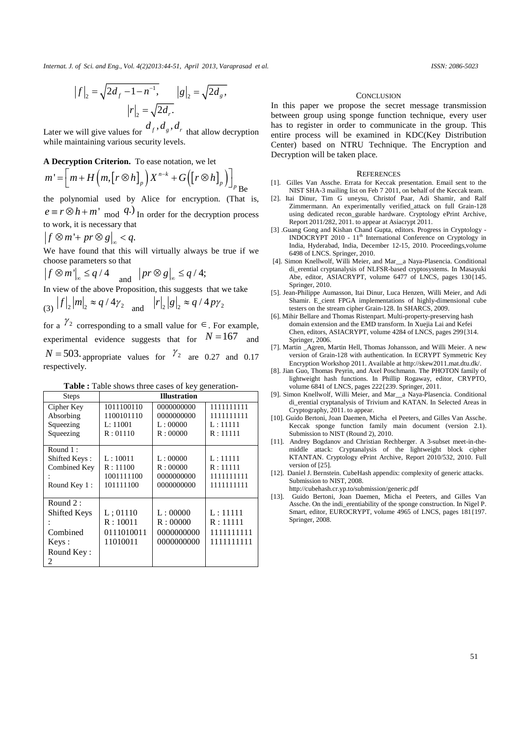$$|f|_2 = \sqrt{2d_f - 1 - n^{-1}}, \qquad |g|_2 = \sqrt{2d_g},$$
$$|r|_2 = \sqrt{2d_r}.$$

Later we will give values for $d_f, d_g, d_r$ that allow decryption while maintaining various security levels.

**A Decryption Criterion.** To ease notation, we let

$$m' = \left[ m + H\left(m, [r \otimes h]_p\right) X^{n-k} + G\left([r \otimes h]_p\right) \right]_p$$

Be the polynomial used by Alice for encryption. (That is, $e \equiv r \otimes h + m' \mod q$.) In order for the decryption process to work, it is necessary that

$$|f \otimes m' + pr \otimes g|_\infty < q.$$

We have found that this will virtually always be true if we choose parameters so that

$$|f \otimes m'|_\infty \le q/4 \quad \text{and} \quad |pr \otimes g|_\infty \le q/4;$$

In view of the above Proposition, this suggests that we take

(3) $|f|_2 |m|_2 \approx q/4\gamma_2$ and $|r|_2 |g|_2 \approx q/4p\gamma_2$

for a $\gamma_2$ corresponding to a small value for $\in$. For example, experimental evidence suggests that for $N = 167$ and $N = 503$. appropriate values for $\gamma_2$ are 0.27 and 0.17 respectively.

**Table :** Table shows three cases of key generation-

| Steps | Illustration | | |
|---|---|---|---|
| Cipher Key<br>Absorbing<br>Squeezing<br>Squeezing | 1011100110<br>1100101110<br>L: 11001<br>R : 01110 | 0000000000<br>0000000000<br>L : 00000<br>R : 00000 | 1111111111<br>1111111111<br>L : 11111<br>R : 11111 |
| Round 1 :<br>Shifted Keys :<br>Combined Key<br>:<br>Round Key 1 : | <br>L : 10011<br>R : 11100<br>1001111100<br>101111100 | <br>L : 00000<br>R : 00000<br>0000000000<br>0000000000 | <br>L : 11111<br>R : 11111<br>1111111111<br>1111111111 |
| Round 2 :<br>Shifted Keys<br>:<br>Combined<br>Keys :<br>Round Key :<br>2 | <br>L ; 01110<br>R : 10011<br>0111010011<br>11010011 | <br>L : 00000<br>R : 00000<br>0000000000<br>0000000000 | <br>L : 11111<br>R : 11111<br>1111111111<br>1111111111 |

## CONCLUSION

In this paper we propose the secret message transmission between group using sponge function technique, every user has to register in order to communicate in the group. This entire process will be examined in KDC(Key Distribution Center) based on NTRU Technique. The Encryption and Decryption will be taken place.

## REFERENCES

[1]. Gilles Van Assche. Errata for Keccak presentation. Email sent to the NIST SHA-3 mailing list on Feb 7 2011, on behalf of the Keccak team.

[2]. Itai Dinur, Tim G uneysu, Christof Paar, Adi Shamir, and Ralf Zimmermann. An experimentally verified_attack on full Grain-128 using dedicated recon_gurable hardware. Cryptology ePrint Archive, Report 2011/282, 2011. to appear at Asiacrypt 2011.

[3] .Guang Gong and Kishan Chand Gupta, editors. Progress in Cryptology - INDOCRYPT 2010 - 11th International Conference on Cryptology in India, Hyderabad, India, December 12-15, 2010. Proceedings,volume 6498 of LNCS. Springer, 2010.

[4]. Simon Knellwolf, Willi Meier, and Mar__a Naya-Plasencia. Conditional di_erential cryptanalysis of NLFSR-based cryptosystems. In Masayuki Abe, editor, ASIACRYPT, volume 6477 of LNCS, pages 130{145. Springer, 2010.

[5]. Jean-Philippe Aumasson, Itai Dinur, Luca Henzen, Willi Meier, and Adi Shamir. E_cient FPGA implementations of highly-dimensional cube testers on the stream cipher Grain-128. In SHARCS, 2009.

[6]. Mihir Bellare and Thomas Ristenpart. Multi-property-preserving hash domain extension and the EMD transform. In Xuejia Lai and Kefei Chen, editors, ASIACRYPT, volume 4284 of LNCS, pages 299{314. Springer, 2006.

[7]. Martin _Agren, Martin Hell, Thomas Johansson, and Willi Meier. A new version of Grain-128 with authentication. In ECRYPT Symmetric Key Encryption Workshop 2011. Available at http://skew2011.mat.dtu.dk/.

[8]. Jian Guo, Thomas Peyrin, and Axel Poschmann. The PHOTON family of lightweight hash functions. In Phillip Rogaway, editor, CRYPTO, volume 6841 of LNCS, pages 222{239. Springer, 2011.

[9]. Simon Knellwolf, Willi Meier, and Mar__a Naya-Plasencia. Conditional di_erential cryptanalysis of Trivium and KATAN. In Selected Areas in Cryptography, 2011. to appear.

[10]. Guido Bertoni, Joan Daemen, Micha el Peeters, and Gilles Van Assche. Keccak sponge function family main document (version 2.1). Submission to NIST (Round 2), 2010.

[11]. Andrey Bogdanov and Christian Rechberger. A 3-subset meet-in-the-middle attack: Cryptanalysis of the lightweight block cipher KTANTAN. Cryptology ePrint Archive, Report 2010/532, 2010. Full version of [25].

[12]. Daniel J. Bernstein. CubeHash appendix: complexity of generic attacks. Submission to NIST, 2008. http://cubehash.cr.yp.to/submission/generic.pdf

[13]. Guido Bertoni, Joan Daemen, Micha el Peeters, and Gilles Van Assche. On the indi_erentiability of the sponge construction. In Nigel P. Smart, editor, EUROCRYPT, volume 4965 of LNCS, pages 181{197. Springer, 2008.